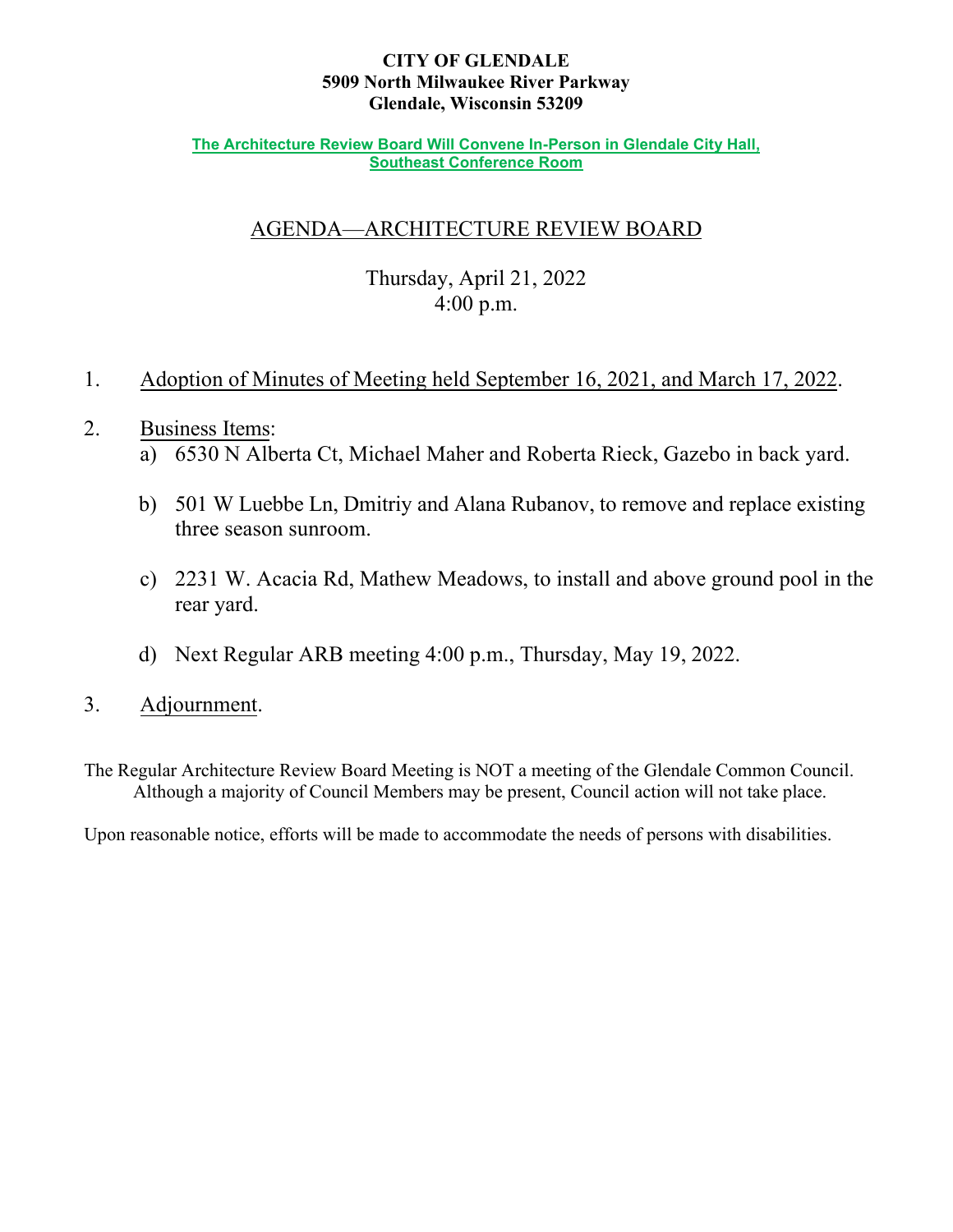**CITY OF GLENDALE**
**5909 North Milwaukee River Parkway**
**Glendale, Wisconsin 53209**

**The Architecture Review Board Will Convene In-Person in Glendale City Hall, Southeast Conference Room**

# AGENDA—ARCHITECTURE REVIEW BOARD

Thursday, April 21, 2022
4:00 p.m.

1. Adoption of Minutes of Meeting held September 16, 2021, and March 17, 2022.

2. Business Items:
   a) 6530 N Alberta Ct, Michael Maher and Roberta Rieck, Gazebo in back yard.

   b) 501 W Luebbe Ln, Dmitriy and Alana Rubanov, to remove and replace existing three season sunroom.

   c) 2231 W. Acacia Rd, Mathew Meadows, to install and above ground pool in the rear yard.

   d) Next Regular ARB meeting 4:00 p.m., Thursday, May 19, 2022.

3. Adjournment.

The Regular Architecture Review Board Meeting is NOT a meeting of the Glendale Common Council. Although a majority of Council Members may be present, Council action will not take place.

Upon reasonable notice, efforts will be made to accommodate the needs of persons with disabilities.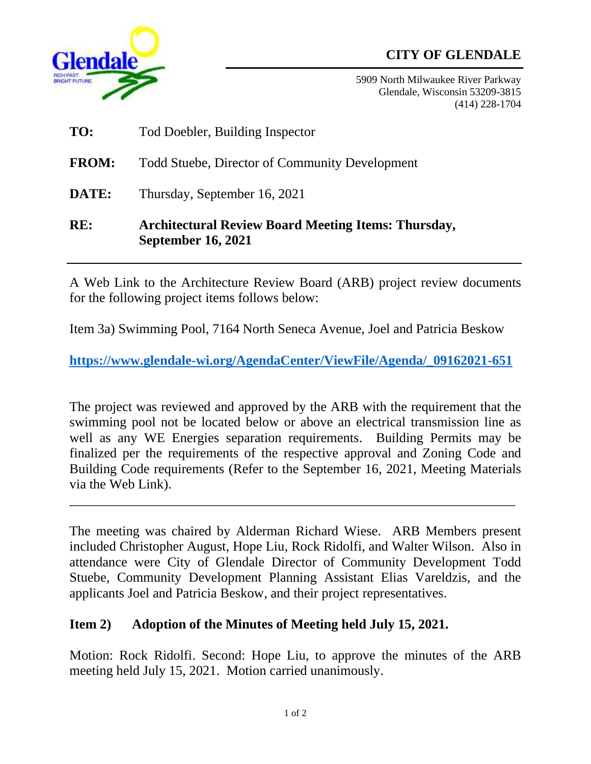**CITY OF GLENDALE**

5909 North Milwaukee River Parkway
Glendale, Wisconsin 53209-3815
(414) 228-1704

**TO:** Tod Doebler, Building Inspector

**FROM:** Todd Stuebe, Director of Community Development

**DATE:** Thursday, September 16, 2021

**RE:** **Architectural Review Board Meeting Items: Thursday, September 16, 2021**

---

A Web Link to the Architecture Review Board (ARB) project review documents for the following project items follows below:

Item 3a) Swimming Pool, 7164 North Seneca Avenue, Joel and Patricia Beskow

**https://www.glendale-wi.org/AgendaCenter/ViewFile/Agenda/_09162021-651**

The project was reviewed and approved by the ARB with the requirement that the swimming pool not be located below or above an electrical transmission line as well as any WE Energies separation requirements. Building Permits may be finalized per the requirements of the respective approval and Zoning Code and Building Code requirements (Refer to the September 16, 2021, Meeting Materials via the Web Link).

---

The meeting was chaired by Alderman Richard Wiese. ARB Members present included Christopher August, Hope Liu, Rock Ridolfi, and Walter Wilson. Also in attendance were City of Glendale Director of Community Development Todd Stuebe, Community Development Planning Assistant Elias Vareldzis, and the applicants Joel and Patricia Beskow, and their project representatives.

**Item 2) Adoption of the Minutes of Meeting held July 15, 2021.**

Motion: Rock Ridolfi. Second: Hope Liu, to approve the minutes of the ARB meeting held July 15, 2021. Motion carried unanimously.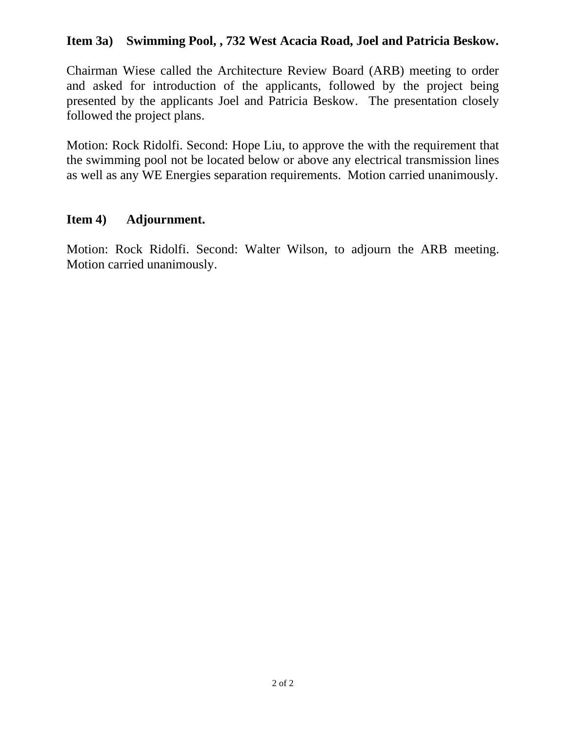**Item 3a) Swimming Pool, , 732 West Acacia Road, Joel and Patricia Beskow.**

Chairman Wiese called the Architecture Review Board (ARB) meeting to order and asked for introduction of the applicants, followed by the project being presented by the applicants Joel and Patricia Beskow. The presentation closely followed the project plans.

Motion: Rock Ridolfi. Second: Hope Liu, to approve the with the requirement that the swimming pool not be located below or above any electrical transmission lines as well as any WE Energies separation requirements. Motion carried unanimously.

**Item 4) Adjournment.**

Motion: Rock Ridolfi. Second: Walter Wilson, to adjourn the ARB meeting. Motion carried unanimously.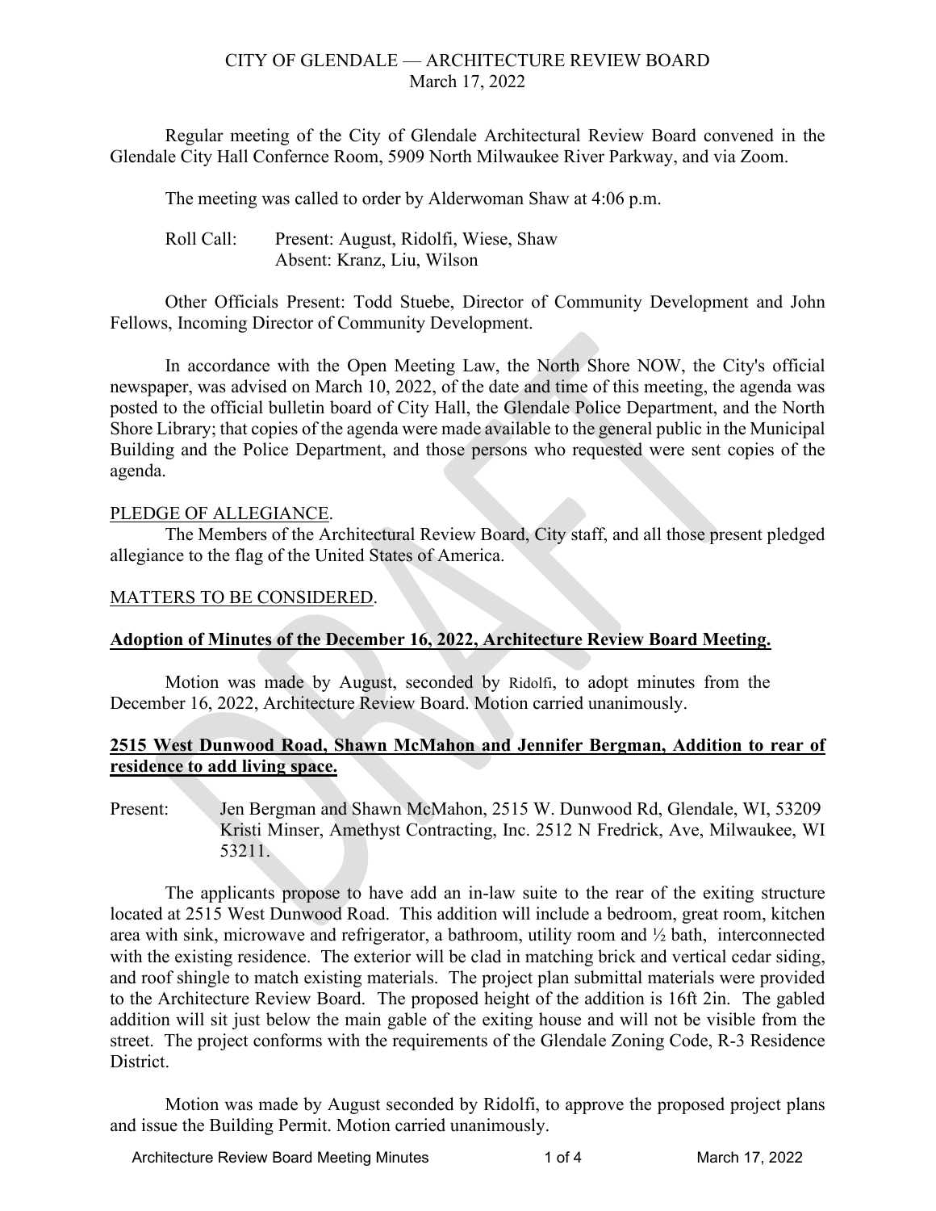CITY OF GLENDALE — ARCHITECTURE REVIEW BOARD
March 17, 2022

Regular meeting of the City of Glendale Architectural Review Board convened in the Glendale City Hall Confernce Room, 5909 North Milwaukee River Parkway, and via Zoom.

The meeting was called to order by Alderwoman Shaw at 4:06 p.m.

Roll Call: Present: August, Ridolfi, Wiese, Shaw
Absent: Kranz, Liu, Wilson

Other Officials Present: Todd Stuebe, Director of Community Development and John Fellows, Incoming Director of Community Development.

In accordance with the Open Meeting Law, the North Shore NOW, the City's official newspaper, was advised on March 10, 2022, of the date and time of this meeting, the agenda was posted to the official bulletin board of City Hall, the Glendale Police Department, and the North Shore Library; that copies of the agenda were made available to the general public in the Municipal Building and the Police Department, and those persons who requested were sent copies of the agenda.

PLEDGE OF ALLEGIANCE.

The Members of the Architectural Review Board, City staff, and all those present pledged allegiance to the flag of the United States of America.

MATTERS TO BE CONSIDERED.

**Adoption of Minutes of the December 16, 2022, Architecture Review Board Meeting.**

Motion was made by August, seconded by Ridolfi, to adopt minutes from the December 16, 2022, Architecture Review Board. Motion carried unanimously.

**2515 West Dunwood Road, Shawn McMahon and Jennifer Bergman, Addition to rear of residence to add living space.**

Present: Jen Bergman and Shawn McMahon, 2515 W. Dunwood Rd, Glendale, WI, 53209
Kristi Minser, Amethyst Contracting, Inc. 2512 N Fredrick, Ave, Milwaukee, WI 53211.

The applicants propose to have add an in-law suite to the rear of the exiting structure located at 2515 West Dunwood Road. This addition will include a bedroom, great room, kitchen area with sink, microwave and refrigerator, a bathroom, utility room and ½ bath, interconnected with the existing residence. The exterior will be clad in matching brick and vertical cedar siding, and roof shingle to match existing materials. The project plan submittal materials were provided to the Architecture Review Board. The proposed height of the addition is 16ft 2in. The gabled addition will sit just below the main gable of the exiting house and will not be visible from the street. The project conforms with the requirements of the Glendale Zoning Code, R-3 Residence District.

Motion was made by August seconded by Ridolfi, to approve the proposed project plans and issue the Building Permit. Motion carried unanimously.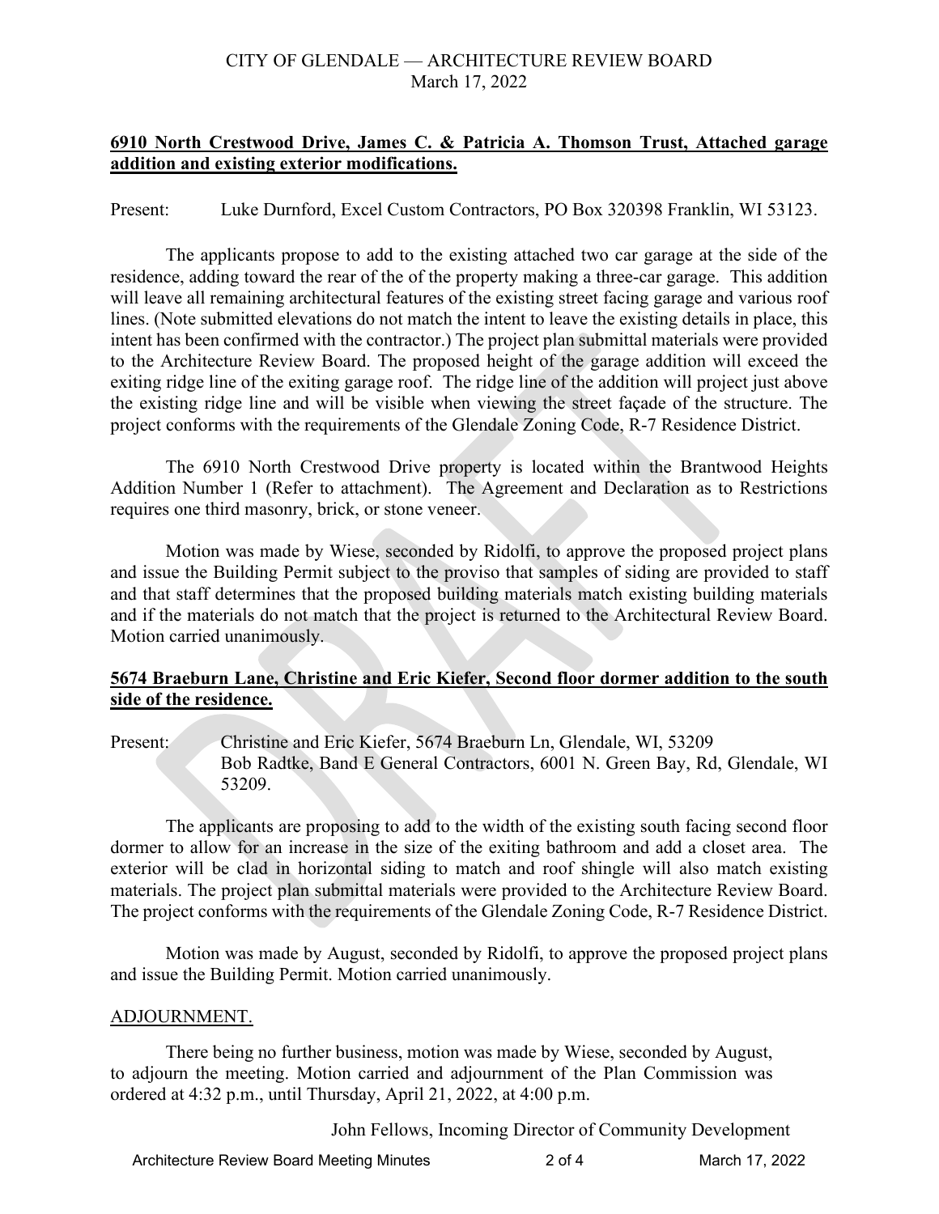CITY OF GLENDALE — ARCHITECTURE REVIEW BOARD
March 17, 2022

**6910 North Crestwood Drive, James C. & Patricia A. Thomson Trust, Attached garage addition and existing exterior modifications.**

Present: Luke Durnford, Excel Custom Contractors, PO Box 320398 Franklin, WI 53123.

The applicants propose to add to the existing attached two car garage at the side of the residence, adding toward the rear of the of the property making a three-car garage. This addition will leave all remaining architectural features of the existing street facing garage and various roof lines. (Note submitted elevations do not match the intent to leave the existing details in place, this intent has been confirmed with the contractor.) The project plan submittal materials were provided to the Architecture Review Board. The proposed height of the garage addition will exceed the exiting ridge line of the exiting garage roof. The ridge line of the addition will project just above the existing ridge line and will be visible when viewing the street façade of the structure. The project conforms with the requirements of the Glendale Zoning Code, R-7 Residence District.

The 6910 North Crestwood Drive property is located within the Brantwood Heights Addition Number 1 (Refer to attachment). The Agreement and Declaration as to Restrictions requires one third masonry, brick, or stone veneer.

Motion was made by Wiese, seconded by Ridolfi, to approve the proposed project plans and issue the Building Permit subject to the proviso that samples of siding are provided to staff and that staff determines that the proposed building materials match existing building materials and if the materials do not match that the project is returned to the Architectural Review Board. Motion carried unanimously.

**5674 Braeburn Lane, Christine and Eric Kiefer, Second floor dormer addition to the south side of the residence.**

Present: Christine and Eric Kiefer, 5674 Braeburn Ln, Glendale, WI, 53209
Bob Radtke, Band E General Contractors, 6001 N. Green Bay, Rd, Glendale, WI 53209.

The applicants are proposing to add to the width of the existing south facing second floor dormer to allow for an increase in the size of the exiting bathroom and add a closet area. The exterior will be clad in horizontal siding to match and roof shingle will also match existing materials. The project plan submittal materials were provided to the Architecture Review Board. The project conforms with the requirements of the Glendale Zoning Code, R-7 Residence District.

Motion was made by August, seconded by Ridolfi, to approve the proposed project plans and issue the Building Permit. Motion carried unanimously.

ADJOURNMENT.

There being no further business, motion was made by Wiese, seconded by August, to adjourn the meeting. Motion carried and adjournment of the Plan Commission was ordered at 4:32 p.m., until Thursday, April 21, 2022, at 4:00 p.m.

John Fellows, Incoming Director of Community Development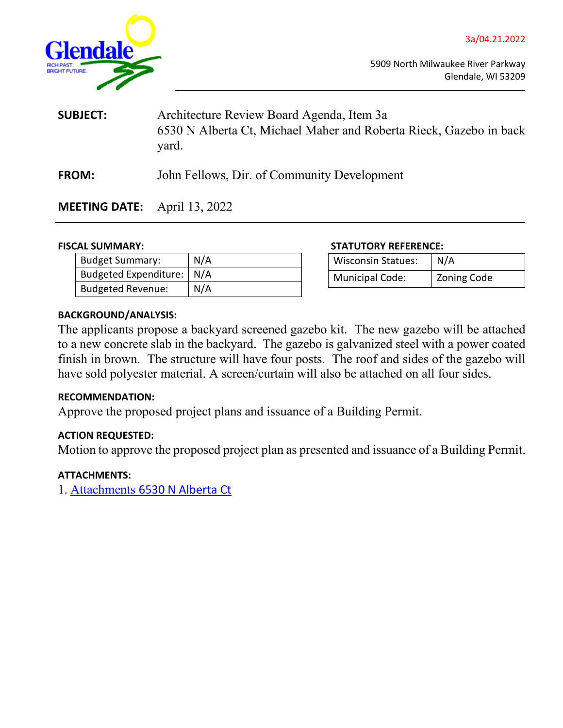3a/04.21.2022

5909 North Milwaukee River Parkway
Glendale, WI 53209

**SUBJECT:** Architecture Review Board Agenda, Item 3a
6530 N Alberta Ct, Michael Maher and Roberta Rieck, Gazebo in back yard.

**FROM:** John Fellows, Dir. of Community Development

**MEETING DATE:** April 13, 2022

**FISCAL SUMMARY:**

| Budget Summary: | N/A |
|---|---|
| Budgeted Expenditure: | N/A |
| Budgeted Revenue: | N/A |

**STATUTORY REFERENCE:**

| Wisconsin Statues: | N/A |
|---|---|
| Municipal Code: | Zoning Code |

**BACKGROUND/ANALYSIS:**

The applicants propose a backyard screened gazebo kit. The new gazebo will be attached to a new concrete slab in the backyard. The gazebo is galvanized steel with a power coated finish in brown. The structure will have four posts. The roof and sides of the gazebo will have sold polyester material. A screen/curtain will also be attached on all four sides.

**RECOMMENDATION:**

Approve the proposed project plans and issuance of a Building Permit.

**ACTION REQUESTED:**

Motion to approve the proposed project plan as presented and issuance of a Building Permit.

**ATTACHMENTS:**

1. Attachments 6530 N Alberta Ct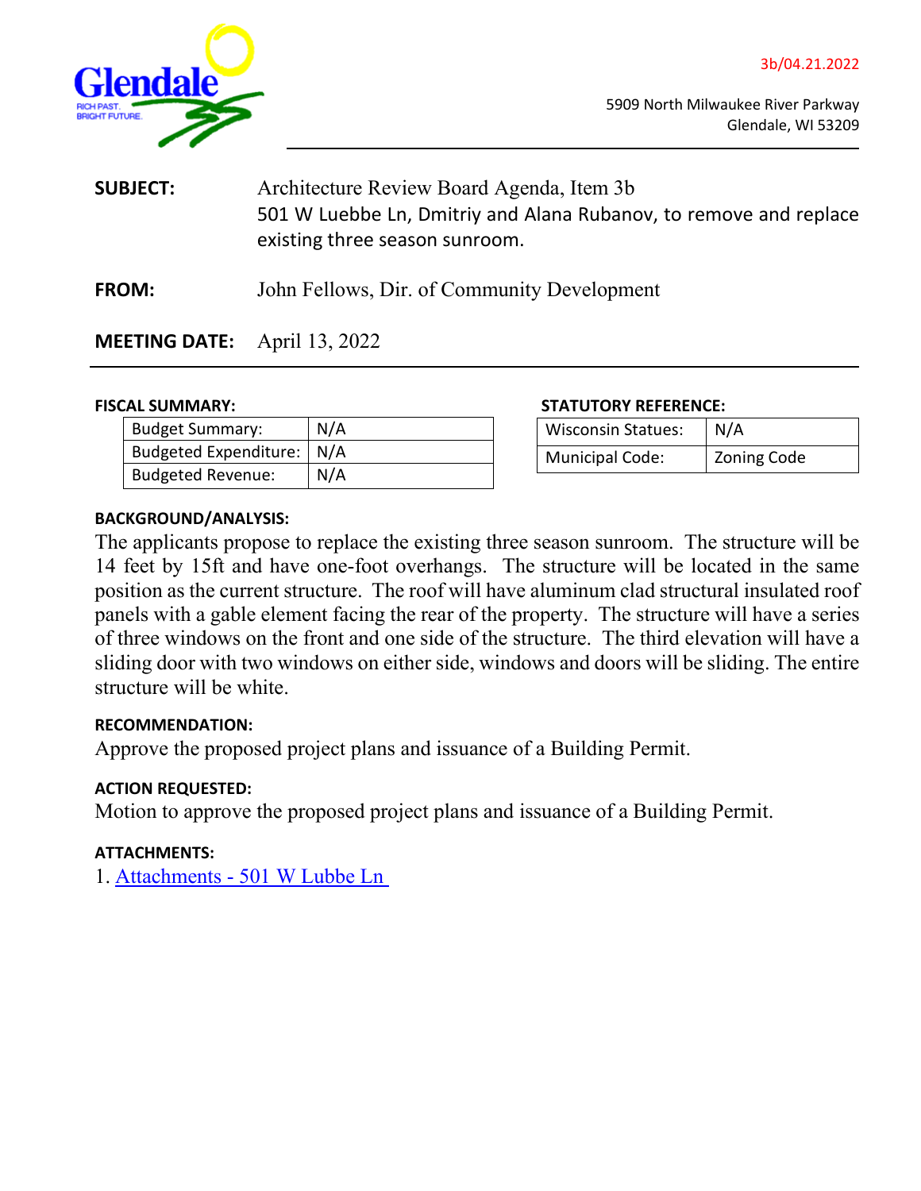3b/04.21.2022

5909 North Milwaukee River Parkway
Glendale, WI 53209

**SUBJECT:** Architecture Review Board Agenda, Item 3b
501 W Luebbe Ln, Dmitriy and Alana Rubanov, to remove and replace existing three season sunroom.

**FROM:** John Fellows, Dir. of Community Development

**MEETING DATE:** April 13, 2022

**FISCAL SUMMARY:**

| Budget Summary: | N/A |
|---|---|
| Budgeted Expenditure: | N/A |
| Budgeted Revenue: | N/A |

**STATUTORY REFERENCE:**

| Wisconsin Statues: | N/A |
|---|---|
| Municipal Code: | Zoning Code |

**BACKGROUND/ANALYSIS:**

The applicants propose to replace the existing three season sunroom. The structure will be 14 feet by 15ft and have one-foot overhangs. The structure will be located in the same position as the current structure. The roof will have aluminum clad structural insulated roof panels with a gable element facing the rear of the property. The structure will have a series of three windows on the front and one side of the structure. The third elevation will have a sliding door with two windows on either side, windows and doors will be sliding. The entire structure will be white.

**RECOMMENDATION:**

Approve the proposed project plans and issuance of a Building Permit.

**ACTION REQUESTED:**

Motion to approve the proposed project plans and issuance of a Building Permit.

**ATTACHMENTS:**

1. Attachments - 501 W Lubbe Ln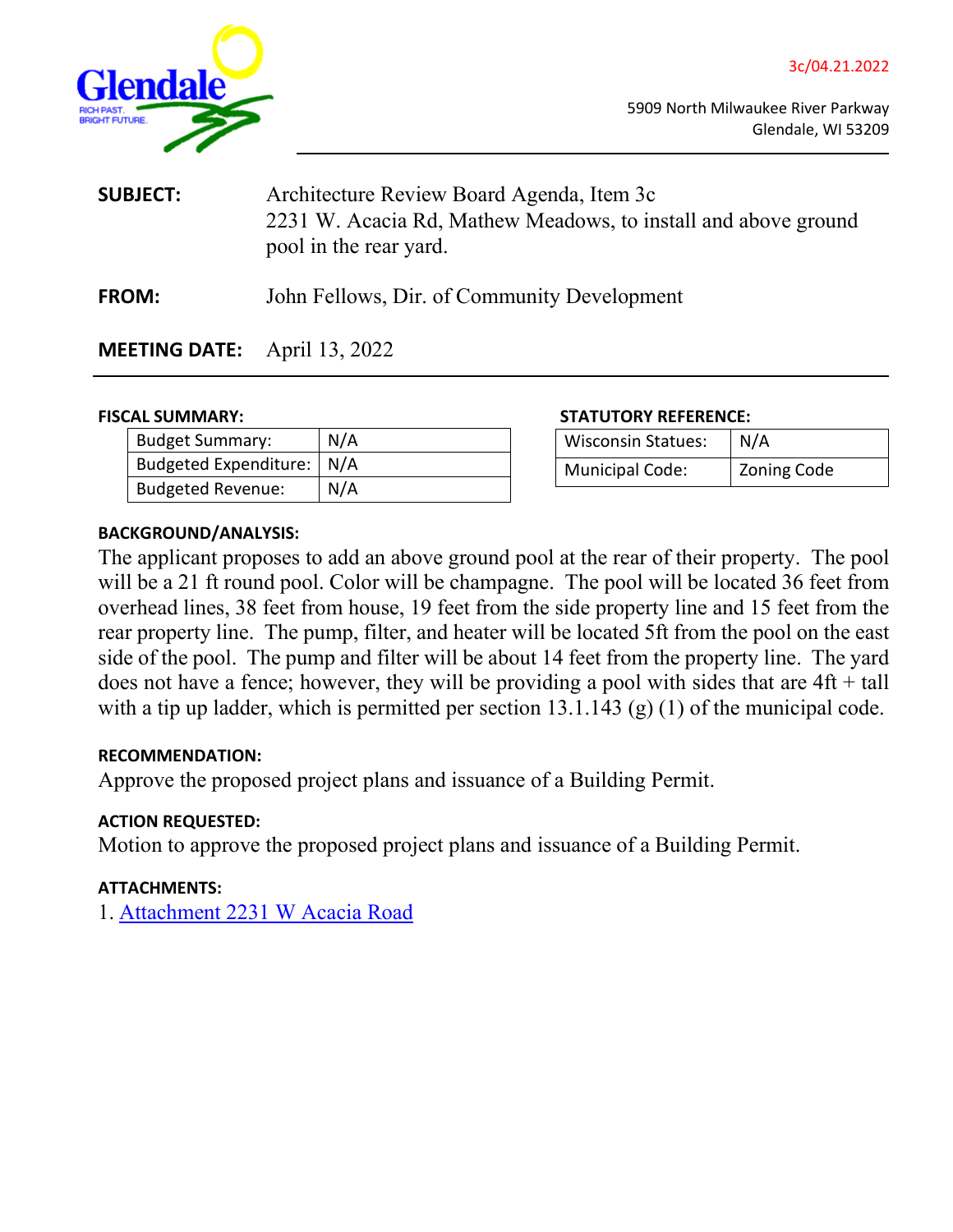3c/04.21.2022

5909 North Milwaukee River Parkway
Glendale, WI 53209

**SUBJECT:** Architecture Review Board Agenda, Item 3c
2231 W. Acacia Rd, Mathew Meadows, to install and above ground pool in the rear yard.

**FROM:** John Fellows, Dir. of Community Development

**MEETING DATE:** April 13, 2022

**FISCAL SUMMARY:**

| | |
|---|---|
| Budget Summary: | N/A |
| Budgeted Expenditure: | N/A |
| Budgeted Revenue: | N/A |

**STATUTORY REFERENCE:**

| | |
|---|---|
| Wisconsin Statues: | N/A |
| Municipal Code: | Zoning Code |

**BACKGROUND/ANALYSIS:**

The applicant proposes to add an above ground pool at the rear of their property. The pool will be a 21 ft round pool. Color will be champagne. The pool will be located 36 feet from overhead lines, 38 feet from house, 19 feet from the side property line and 15 feet from the rear property line. The pump, filter, and heater will be located 5ft from the pool on the east side of the pool. The pump and filter will be about 14 feet from the property line. The yard does not have a fence; however, they will be providing a pool with sides that are 4ft + tall with a tip up ladder, which is permitted per section 13.1.143 (g) (1) of the municipal code.

**RECOMMENDATION:**

Approve the proposed project plans and issuance of a Building Permit.

**ACTION REQUESTED:**

Motion to approve the proposed project plans and issuance of a Building Permit.

**ATTACHMENTS:**

1. Attachment 2231 W Acacia Road